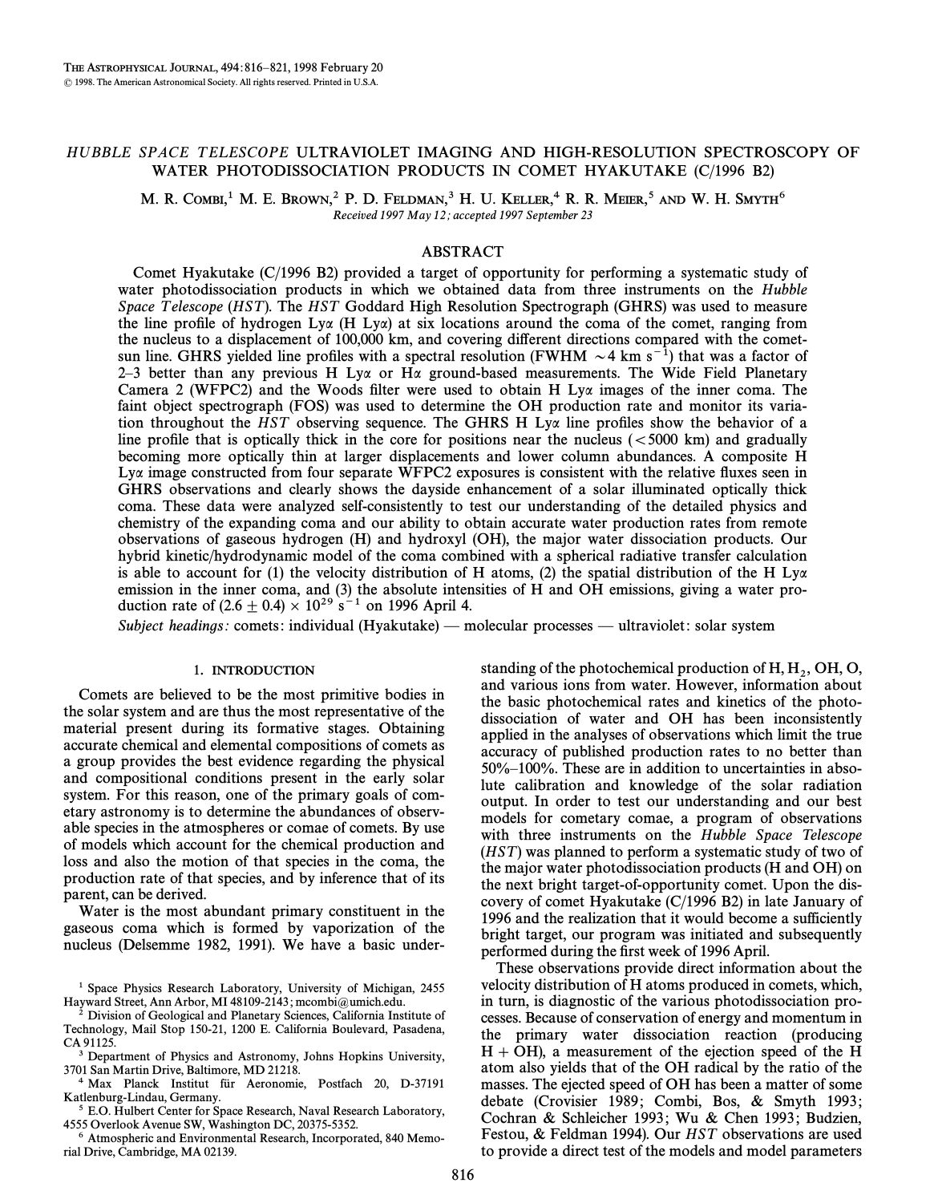# *HUBBLE SPACE TELESCOPE* ULTRAVIOLET IMAGING AND HIGH-RESOLUTION SPECTROSCOPY OF WATER PHOTODISSOCIATION PRODUCTS IN COMET HYAKUTAKE (C/1996 B2)

M. R. COMBI,[1] M. E. BROWN,[2] P. D. FELDMAN,[3] H. U. KELLER,[4] R. R. MEIER,[5] AND W. H. SMYTH[6]

*Received 1997 May 12; accepted 1997 September 23*

## ABSTRACT

Comet Hyakutake (C/1996 B2) provided a target of opportunity for performing a systematic study of water photodissociation products in which we obtained data from three instruments on the *Hubble Space Telescope* (*HST*). The *HST* Goddard High Resolution Spectrograph (GHRS) was used to measure the line profile of hydrogen Lyα (H Lyα) at six locations around the coma of the comet, ranging from the nucleus to a displacement of 100,000 km, and covering different directions compared with the comet-sun line. GHRS yielded line profiles with a spectral resolution (FWHM $\sim 4$ km $s^{-1}$) that was a factor of 2–3 better than any previous H Lyα or Hα ground-based measurements. The Wide Field Planetary Camera 2 (WFPC2) and the Woods filter were used to obtain H Lyα images of the inner coma. The faint object spectrograph (FOS) was used to determine the OH production rate and monitor its variation throughout the *HST* observing sequence. The GHRS H Lyα line profiles show the behavior of a line profile that is optically thick in the core for positions near the nucleus ($<5000$ km) and gradually becoming more optically thin at larger displacements and lower column abundances. A composite H Lyα image constructed from four separate WFPC2 exposures is consistent with the relative fluxes seen in GHRS observations and clearly shows the dayside enhancement of a solar illuminated optically thick coma. These data were analyzed self-consistently to test our understanding of the detailed physics and chemistry of the expanding coma and our ability to obtain accurate water production rates from remote observations of gaseous hydrogen (H) and hydroxyl (OH), the major water dissociation products. Our hybrid kinetic/hydrodynamic model of the coma combined with a spherical radiative transfer calculation is able to account for (1) the velocity distribution of H atoms, (2) the spatial distribution of the H Lyα emission in the inner coma, and (3) the absolute intensities of H and OH emissions, giving a water production rate of $(2.6 \pm 0.4) \times 10^{29}$ $s^{-1}$ on 1996 April 4.

*Subject headings:* comets: individual (Hyakutake) — molecular processes — ultraviolet: solar system

## 1. INTRODUCTION

Comets are believed to be the most primitive bodies in the solar system and are thus the most representative of the material present during its formative stages. Obtaining accurate chemical and elemental compositions of comets as a group provides the best evidence regarding the physical and compositional conditions present in the early solar system. For this reason, one of the primary goals of cometary astronomy is to determine the abundances of observable species in the atmospheres or comae of comets. By use of models which account for the chemical production and loss and also the motion of that species in the coma, the production rate of that species, and by inference that of its parent, can be derived.

Water is the most abundant primary constituent in the gaseous coma which is formed by vaporization of the nucleus (Delsemme 1982, 1991). We have a basic understanding of the photochemical production of H, $H_2$, OH, O, and various ions from water. However, information about the basic photochemical rates and kinetics of the photodissociation of water and OH has been inconsistently applied in the analyses of observations which limit the true accuracy of published production rates to no better than 50%–100%. These are in addition to uncertainties in absolute calibration and knowledge of the solar radiation output. In order to test our understanding and our best models for cometary comae, a program of observations with three instruments on the *Hubble Space Telescope* (*HST*) was planned to perform a systematic study of two of the major water photodissociation products (H and OH) on the next bright target-of-opportunity comet. Upon the discovery of comet Hyakutake (C/1996 B2) in late January of 1996 and the realization that it would become a sufficiently bright target, our program was initiated and subsequently performed during the first week of 1996 April.

These observations provide direct information about the velocity distribution of H atoms produced in comets, which, in turn, is diagnostic of the various photodissociation processes. Because of conservation of energy and momentum in the primary water dissociation reaction (producing H + OH), a measurement of the ejection speed of the H atom also yields that of the OH radical by the ratio of the masses. The ejected speed of OH has been a matter of some debate (Crovisier 1989; Combi, Bos, & Smyth 1993; Cochran & Schleicher 1993; Wu & Chen 1993; Budzien, Festou, & Feldman 1994). Our *HST* observations are used to provide a direct test of the models and model parameters

[1] Space Physics Research Laboratory, University of Michigan, 2455 Hayward Street, Ann Arbor, MI 48109-2143; mcombi@umich.edu.

[2] Division of Geological and Planetary Sciences, California Institute of Technology, Mail Stop 150-21, 1200 E. California Boulevard, Pasadena, CA 91125.

[3] Department of Physics and Astronomy, Johns Hopkins University, 3701 San Martin Drive, Baltimore, MD 21218.

[4] Max Planck Institut für Aeronomie, Postfach 20, D-37191 Katlenburg-Lindau, Germany.

[5] E.O. Hulbert Center for Space Research, Naval Research Laboratory, 4555 Overlook Avenue SW, Washington DC, 20375-5352.

[6] Atmospheric and Environmental Research, Incorporated, 840 Memorial Drive, Cambridge, MA 02139.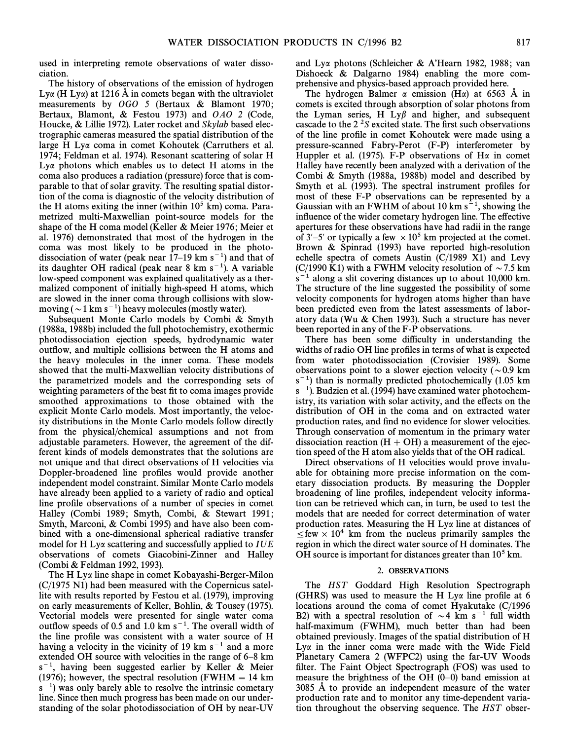used in interpreting remote observations of water dissociation.

The history of observations of the emission of hydrogen Lyα (H Lyα) at 1216 Å in comets began with the ultraviolet measurements by *OGO 5* (Bertaux & Blamont 1970; Bertaux, Blamont, & Festou 1973) and *OAO 2* (Code, Houcke, & Lillie 1972). Later rocket and *Skylab* based electrographic cameras measured the spatial distribution of the large H Lyα coma in comet Kohoutek (Carruthers et al. 1974; Feldman et al. 1974). Resonant scattering of solar H Lyα photons which enables us to detect H atoms in the coma also produces a radiation (pressure) force that is comparable to that of solar gravity. The resulting spatial distortion of the coma is diagnostic of the velocity distribution of the H atoms exiting the inner (within $10^5$ km) coma. Parametrized multi-Maxwellian point-source models for the shape of the H coma model (Keller & Meier 1976; Meier et al. 1976) demonstrated that most of the hydrogen in the coma was most likely to be produced in the photodissociation of water (peak near 17–19 km $s^{-1}$) and that of its daughter OH radical (peak near 8 km $s^{-1}$). A variable low-speed component was explained qualitatively as a thermalized component of initially high-speed H atoms, which are slowed in the inner coma through collisions with slow-moving ($\sim$1 km $s^{-1}$) heavy molecules (mostly water).

Subsequent Monte Carlo models by Combi & Smyth (1988a, 1988b) included the full photochemistry, exothermic photodissociation ejection speeds, hydrodynamic water outflow, and multiple collisions between the H atoms and the heavy molecules in the inner coma. These models showed that the multi-Maxwellian velocity distributions of the parametrized models and the corresponding sets of weighting parameters of the best fit to coma images provide smoothed approximations to those obtained with the explicit Monte Carlo models. Most importantly, the velocity distributions in the Monte Carlo models follow directly from the physical/chemical assumptions and not from adjustable parameters. However, the agreement of the different kinds of models demonstrates that the solutions are not unique and that direct observations of H velocities via Doppler-broadened line profiles would provide another independent model constraint. Similar Monte Carlo models have already been applied to a variety of radio and optical line profile observations of a number of species in comet Halley (Combi 1989; Smyth, Combi, & Stewart 1991; Smyth, Marconi, & Combi 1995) and have also been combined with a one-dimensional spherical radiative transfer model for H Lyα scattering and successfully applied to *IUE* observations of comets Giacobini-Zinner and Halley (Combi & Feldman 1992, 1993).

The H Lyα line shape in comet Kobayashi-Berger-Milon (C/1975 N1) had been measured with the Copernicus satellite with results reported by Festou et al. (1979), improving on early measurements of Keller, Bohlin, & Tousey (1975). Vectorial models were presented for single water coma outflow speeds of 0.5 and 1.0 km $s^{-1}$. The overall width of the line profile was consistent with a water source of H having a velocity in the vicinity of 19 km $s^{-1}$ and a more extended OH source with velocities in the range of 6–8 km $s^{-1}$, having been suggested earlier by Keller & Meier (1976); however, the spectral resolution (FWHM = 14 km $s^{-1}$) was only barely able to resolve the intrinsic cometary line. Since then much progress has been made on our understanding of the solar photodissociation of OH by near-UV and Lyα photons (Schleicher & A'Hearn 1982, 1988; van Dishoeck & Dalgarno 1984) enabling the more comprehensive and physics-based approach provided here.

The hydrogen Balmer α emission (Hα) at 6563 Å in comets is excited through absorption of solar photons from the Lyman series, H Lyβ and higher, and subsequent cascade to the 2 $^2S$ excited state. The first such observations of the line profile in comet Kohoutek were made using a pressure-scanned Fabry-Perot (F-P) interferometer by Huppler et al. (1975). F-P observations of Hα in comet Halley have recently been analyzed with a derivation of the Combi & Smyth (1988a, 1988b) model and described by Smyth et al. (1993). The spectral instrument profiles for most of these F-P observations can be represented by a Gaussian with an FWHM of about 10 km $s^{-1}$, showing the influence of the wider cometary hydrogen line. The effective apertures for these observations have had radii in the range of 3′–5′ or typically a few $\times 10^5$ km projected at the comet. Brown & Spinrad (1993) have reported high-resolution echelle spectra of comets Austin (C/1989 X1) and Levy (C/1990 K1) with a FWHM velocity resolution of $\sim$7.5 km $s^{-1}$ along a slit covering distances up to about 10,000 km. The structure of the line suggested the possibility of some velocity components for hydrogen atoms higher than have been predicted even from the latest assessments of laboratory data (Wu & Chen 1993). Such a structure has never been reported in any of the F-P observations.

There has been some difficulty in understanding the widths of radio OH line profiles in terms of what is expected from water photodissociation (Crovisier 1989). Some observations point to a slower ejection velocity ($\sim$0.9 km $s^{-1}$) than is normally predicted photochemically (1.05 km $s^{-1}$). Budzien et al. (1994) have examined water photochemistry, its variation with solar activity, and the effects on the distribution of OH in the coma and on extracted water production rates, and find no evidence for slower velocities. Through conservation of momentum in the primary water dissociation reaction (H + OH) a measurement of the ejection speed of the H atom also yields that of the OH radical.

Direct observations of H velocities would prove invaluable for obtaining more precise information on the cometary dissociation products. By measuring the Doppler broadening of line profiles, independent velocity information can be retrieved which can, in turn, be used to test the models that are needed for correct determination of water production rates. Measuring the H Lyα line at distances of $\leq$few $\times 10^4$ km from the nucleus primarily samples the region in which the direct water source of H dominates. The OH source is important for distances greater than $10^5$ km.

## 2. OBSERVATIONS

The *HST* Goddard High Resolution Spectrograph (GHRS) was used to measure the H Lyα line profile at 6 locations around the coma of comet Hyakutake (C/1996 B2) with a spectral resolution of $\sim$4 km $s^{-1}$ full width half-maximum (FWHM), much better than had been obtained previously. Images of the spatial distribution of H Lyα in the inner coma were made with the Wide Field Planetary Camera 2 (WFPC2) using the far-UV Woods filter. The Faint Object Spectrograph (FOS) was used to measure the brightness of the OH (0–0) band emission at 3085 Å to provide an independent measure of the water production rate and to monitor any time-dependent variation throughout the observing sequence. The *HST* obser-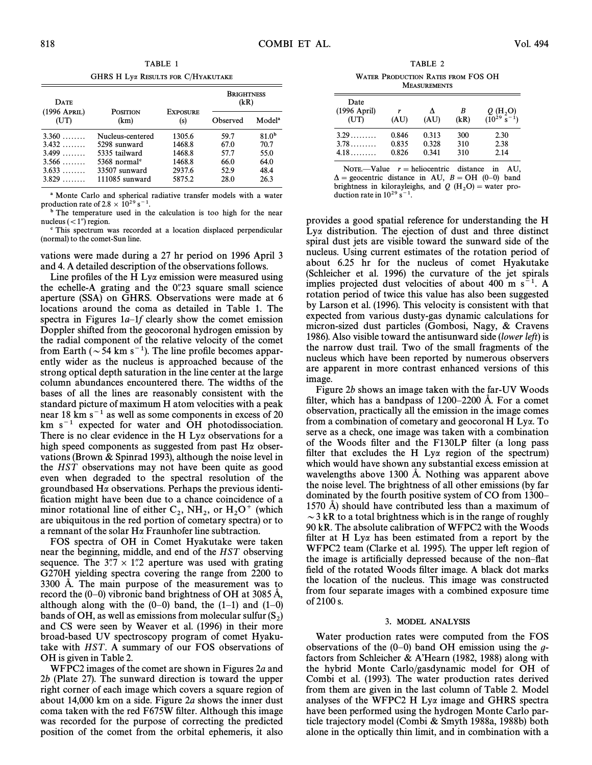TABLE 1

GHRS H Lyα Results for C/Hyakutake

| Date (1996 April) (UT) | Position (km) | Exposure (s) | Brightness (kR) Observed | Model[a] |
|---|---|---|---|---|
| 3.360 ........ | Nucleus-centered | 1305.6 | 59.7 | 81.0[b] |
| 3.432 ........ | 5298 sunward | 1468.8 | 67.0 | 70.7 |
| 3.499 ........ | 5335 tailward | 1468.8 | 57.7 | 55.0 |
| 3.566 ........ | 5368 normal[c] | 1468.8 | 66.0 | 64.0 |
| 3.633 ........ | 33507 sunward | 2937.6 | 52.9 | 48.4 |
| 3.829 ........ | 111085 sunward | 5875.2 | 28.0 | 26.3 |

[a] Monte Carlo and spherical radiative transfer models with a water production rate of $2.8 \times 10^{29}$ s$^{-1}$.

[b] The temperature used in the calculation is too high for the near nucleus (< 1″) region.

[c] This spectrum was recorded at a location displaced perpendicular (normal) to the comet-Sun line.

vations were made during a 27 hr period on 1996 April 3 and 4. A detailed description of the observations follows.

Line profiles of the H Lyα emission were measured using the echelle-A grating and the 0″.23 square small science aperture (SSA) on GHRS. Observations were made at 6 locations around the coma as detailed in Table 1. The spectra in Figures 1*a*–1*f* clearly show the comet emission Doppler shifted from the geocoronal hydrogen emission by the radial component of the relative velocity of the comet from Earth (~54 km s$^{-1}$). The line profile becomes apparently wider as the nucleus is approached because of the strong optical depth saturation in the line center at the large column abundances encountered there. The widths of the bases of all the lines are reasonably consistent with the standard picture of maximum H atom velocities with a peak near 18 km s$^{-1}$ as well as some components in excess of 20 km s$^{-1}$ expected for water and OH photodissociation. There is no clear evidence in the H Lyα observations for a high speed components as suggested from past Hα observations (Brown & Spinrad 1993), although the noise level in the *HST* observations may not have been quite as good even when degraded to the spectral resolution of the groundbased Hα observations. Perhaps the previous identification might have been due to a chance coincidence of a minor rotational line of either $C_2$, $NH_2$, or $H_2O^+$ (which are ubiquitous in the red portion of cometary spectra) or to a remnant of the solar Hα Fraunhofer line subtraction.

FOS spectra of OH in Comet Hyakutake were taken near the beginning, middle, and end of the *HST* observing sequence. The 3″.7 × 1″.2 aperture was used with grating G270H yielding spectra covering the range from 2200 to 3300 Å. The main purpose of the measurement was to record the (0–0) vibronic band brightness of OH at 3085 Å, although along with the (0–0) band, the (1–1) and (1–0) bands of OH, as well as emissions from molecular sulfur ($S_2$) and CS were seen by Weaver et al. (1996) in their more broad-based UV spectroscopy program of comet Hyakutake with *HST*. A summary of our FOS observations of OH is given in Table 2.

WFPC2 images of the comet are shown in Figures 2*a* and 2*b* (Plate 27). The sunward direction is toward the upper right corner of each image which covers a square region of about 14,000 km on a side. Figure 2*a* shows the inner dust coma taken with the red F675W filter. Although this image was recorded for the purpose of correcting the predicted position of the comet from the orbital ephemeris, it also

TABLE 2

Water Production Rates from FOS OH Measurements

| Date (1996 April) (UT) | $r$ (AU) | $\Delta$ (AU) | $B$ (kR) | $Q$ ($H_2O$) ($10^{29}$ s$^{-1}$) |
|---|---|---|---|---|
| 3.29......... | 0.846 | 0.313 | 300 | 2.30 |
| 3.78......... | 0.835 | 0.328 | 310 | 2.38 |
| 4.18......... | 0.826 | 0.341 | 310 | 2.14 |

Note.—Value $r$ = heliocentric distance in AU, $\Delta$ = geocentric distance in AU, $B$ = OH (0–0) band brightness in kilorayleighs, and $Q$ ($H_2O$) = water production rate in $10^{29}$ s$^{-1}$.

provides a good spatial reference for understanding the H Lyα distribution. The ejection of dust and three distinct spiral dust jets are visible toward the sunward side of the nucleus. Using current estimates of the rotation period of about 6.25 hr for the nucleus of comet Hyakutake (Schleicher et al. 1996) the curvature of the jet spirals implies projected dust velocities of about 400 m s$^{-1}$. A rotation period of twice this value has also been suggested by Larson et al. (1996). This velocity is consistent with that expected from various dusty-gas dynamic calculations for micron-sized dust particles (Gombosi, Nagy, & Cravens 1986). Also visible toward the antisunward side (*lower left*) is the narrow dust trail. Two of the small fragments of the nucleus which have been reported by numerous observers are apparent in more contrast enhanced versions of this image.

Figure 2*b* shows an image taken with the far-UV Woods filter, which has a bandpass of 1200–2200 Å. For a comet observation, practically all the emission in the image comes from a combination of cometary and geocoronal H Lyα. To serve as a check, one image was taken with a combination of the Woods filter and the F130LP filter (a long pass filter that excludes the H Lyα region of the spectrum) which would have shown any substantial excess emission at wavelengths above 1300 Å. Nothing was apparent above the noise level. The brightness of all other emissions (by far dominated by the fourth positive system of CO from 1300–1570 Å) should have contributed less than a maximum of ~3 kR to a total brightness which is in the range of roughly 90 kR. The absolute calibration of WFPC2 with the Woods filter at H Lyα has been estimated from a report by the WFPC2 team (Clarke et al. 1995). The upper left region of the image is artificially depressed because of the non–flat field of the rotated Woods filter image. A black dot marks the location of the nucleus. This image was constructed from four separate images with a combined exposure time of 2100 s.

## 3. MODEL ANALYSIS

Water production rates were computed from the FOS observations of the (0–0) band OH emission using the *g*-factors from Schleicher & A'Hearn (1982, 1988) along with the hybrid Monte Carlo/gasdynamic model for OH of Combi et al. (1993). The water production rates derived from them are given in the last column of Table 2. Model analyses of the WFPC2 H Lyα image and GHRS spectra have been performed using the hydrogen Monte Carlo particle trajectory model (Combi & Smyth 1988a, 1988b) both alone in the optically thin limit, and in combination with a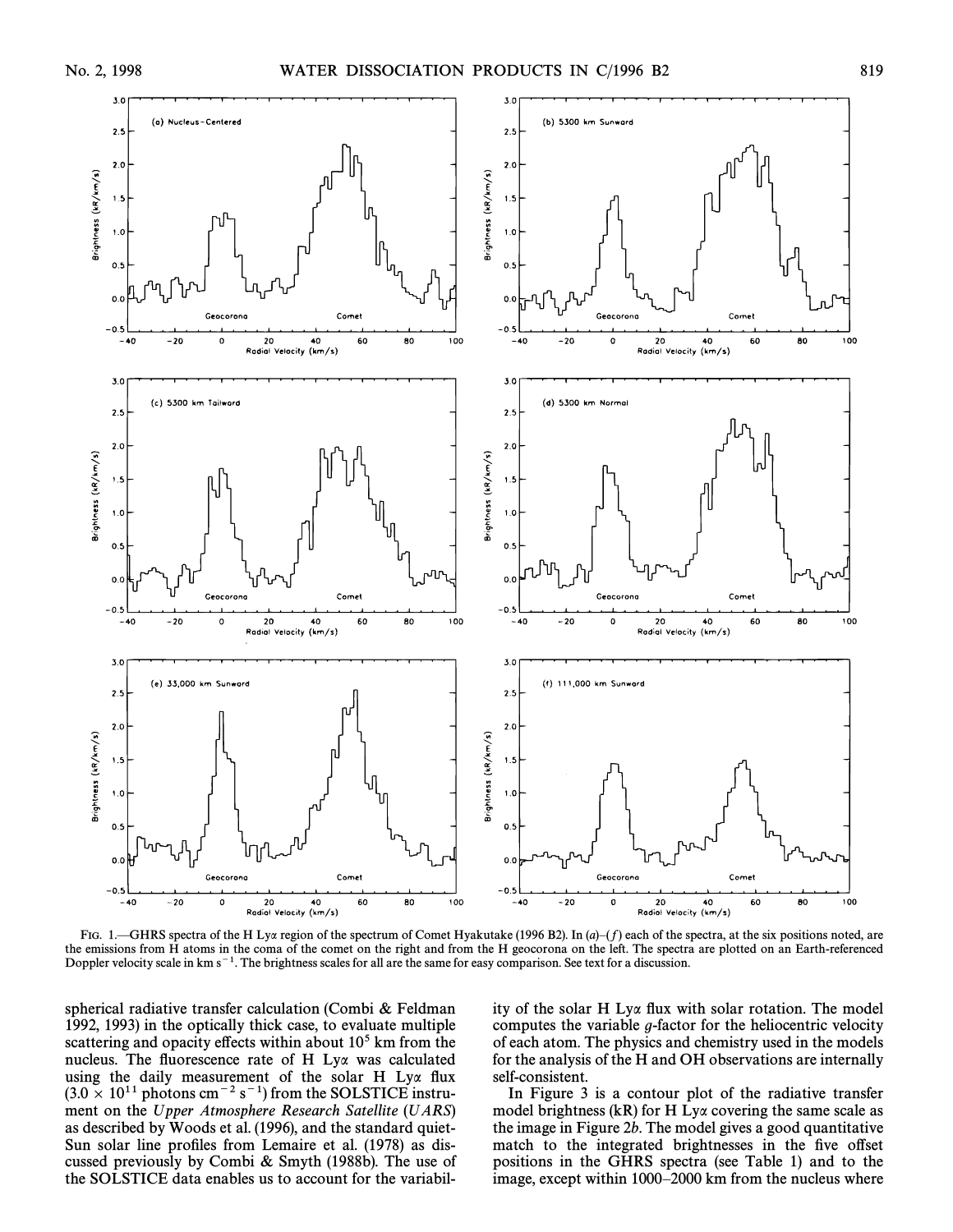FIG. 1.—GHRS spectra of the H Ly$\alpha$ region of the spectrum of Comet Hyakutake (1996 B2). In (*a*)–(*f*) each of the spectra, at the six positions noted, are the emissions from H atoms in the coma of the comet on the right and from the H geocorona on the left. The spectra are plotted on an Earth-referenced Doppler velocity scale in km s$^{-1}$. The brightness scales for all are the same for easy comparison. See text for a discussion.

spherical radiative transfer calculation (Combi & Feldman 1992, 1993) in the optically thick case, to evaluate multiple scattering and opacity effects within about $10^5$ km from the nucleus. The fluorescence rate of H Ly$\alpha$ was calculated using the daily measurement of the solar H Ly$\alpha$ flux ($3.0 \times 10^{11}$ photons cm$^{-2}$ s$^{-1}$) from the SOLSTICE instrument on the *Upper Atmosphere Research Satellite* (*UARS*) as described by Woods et al. (1996), and the standard quiet-Sun solar line profiles from Lemaire et al. (1978) as discussed previously by Combi & Smyth (1988b). The use of the SOLSTICE data enables us to account for the variability of the solar H Ly$\alpha$ flux with solar rotation. The model computes the variable $g$-factor for the heliocentric velocity of each atom. The physics and chemistry used in the models for the analysis of the H and OH observations are internally self-consistent.

In Figure 3 is a contour plot of the radiative transfer model brightness (kR) for H Ly$\alpha$ covering the same scale as the image in Figure 2*b*. The model gives a good quantitative match to the integrated brightnesses in the five offset positions in the GHRS spectra (see Table 1) and to the image, except within 1000–2000 km from the nucleus where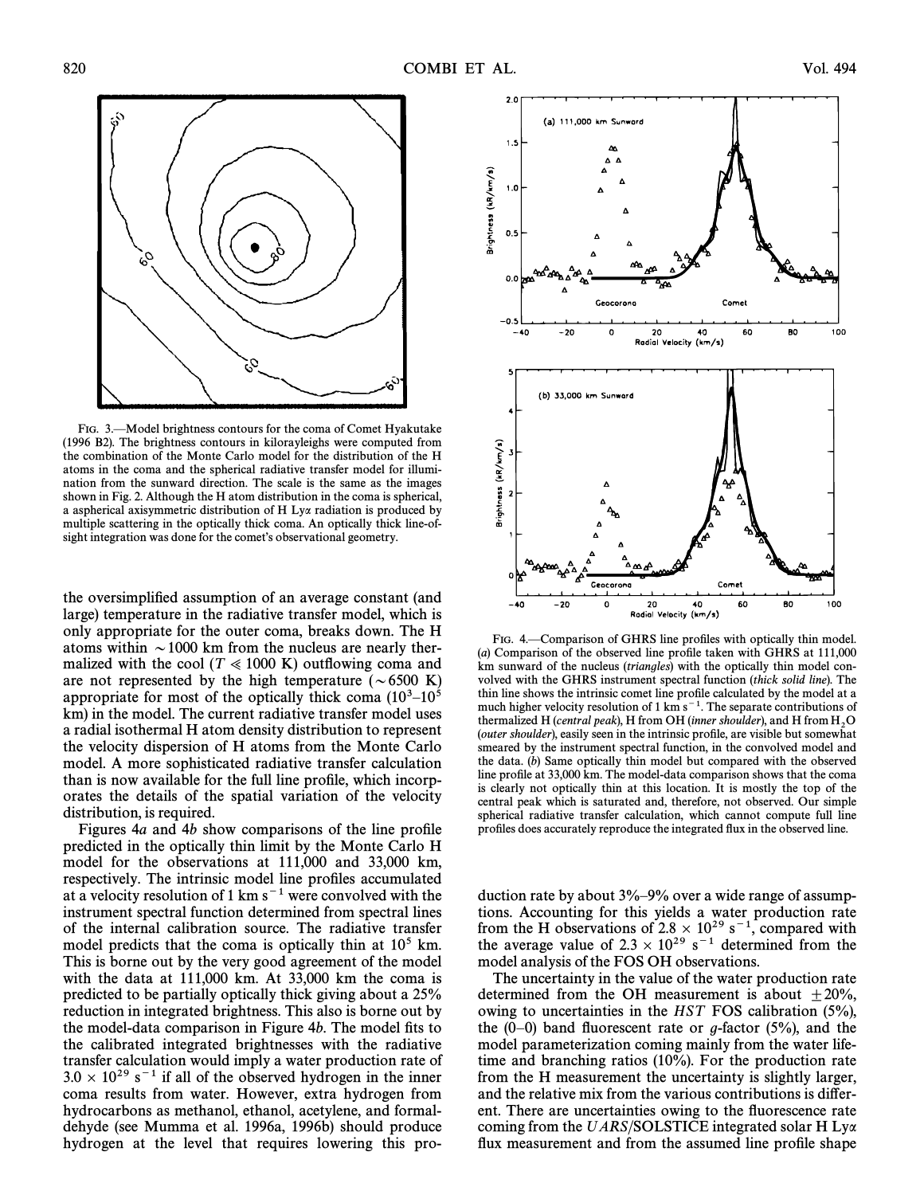FIG. 3.—Model brightness contours for the coma of Comet Hyakutake (1996 B2). The brightness contours in kilorayleighs were computed from the combination of the Monte Carlo model for the distribution of the H atoms in the coma and the spherical radiative transfer model for illumination from the sunward direction. The scale is the same as the images shown in Fig. 2. Although the H atom distribution in the coma is spherical, a aspherical axisymmetric distribution of H Ly$\alpha$ radiation is produced by multiple scattering in the optically thick coma. An optically thick line-of-sight integration was done for the comet's observational geometry.

the oversimplified assumption of an average constant (and large) temperature in the radiative transfer model, which is only appropriate for the outer coma, breaks down. The H atoms within $\sim 1000$ km from the nucleus are nearly thermalized with the cool ($T \ll 1000$ K) outflowing coma and are not represented by the high temperature ($\sim 6500$ K) appropriate for most of the optically thick coma ($10^3$–$10^5$ km) in the model. The current radiative transfer model uses a radial isothermal H atom density distribution to represent the velocity dispersion of H atoms from the Monte Carlo model. A more sophisticated radiative transfer calculation than is now available for the full line profile, which incorporates the details of the spatial variation of the velocity distribution, is required.

Figures 4*a* and 4*b* show comparisons of the line profile predicted in the optically thin limit by the Monte Carlo H model for the observations at 111,000 and 33,000 km, respectively. The intrinsic model line profiles accumulated at a velocity resolution of 1 km s$^{-1}$ were convolved with the instrument spectral function determined from spectral lines of the internal calibration source. The radiative transfer model predicts that the coma is optically thin at $10^5$ km. This is borne out by the very good agreement of the model with the data at 111,000 km. At 33,000 km the coma is predicted to be partially optically thick giving about a 25% reduction in integrated brightness. This also is borne out by the model-data comparison in Figure 4*b*. The model fits to the calibrated integrated brightnesses with the radiative transfer calculation would imply a water production rate of $3.0 \times 10^{29}$ s$^{-1}$ if all of the observed hydrogen in the inner coma results from water. However, extra hydrogen from hydrocarbons as methanol, ethanol, acetylene, and formaldehyde (see Mumma et al. 1996a, 1996b) should produce hydrogen at the level that requires lowering this production rate by about 3%–9% over a wide range of assumptions. Accounting for this yields a water production rate from the H observations of $2.8 \times 10^{29}$ s$^{-1}$, compared with the average value of $2.3 \times 10^{29}$ s$^{-1}$ determined from the model analysis of the FOS OH observations.

FIG. 4.—Comparison of GHRS line profiles with optically thin model. (*a*) Comparison of the observed line profile taken with GHRS at 111,000 km sunward of the nucleus (*triangles*) with the optically thin model convolved with the GHRS instrument spectral function (*thick solid line*). The thin line shows the intrinsic comet line profile calculated by the model at a much higher velocity resolution of 1 km s$^{-1}$. The separate contributions of thermalized H (*central peak*), H from OH (*inner shoulder*), and H from $H_2O$ (*outer shoulder*), easily seen in the intrinsic profile, are visible but somewhat smeared by the instrument spectral function, in the convolved model and the data. (*b*) Same optically thin model but compared with the observed line profile at 33,000 km. The model-data comparison shows that the coma is clearly not optically thin at this location. It is mostly the top of the central peak which is saturated and, therefore, not observed. Our simple spherical radiative transfer calculation, which cannot compute full line profiles does accurately reproduce the integrated flux in the observed line.

The uncertainty in the value of the water production rate determined from the OH measurement is about $\pm 20\%$, owing to uncertainties in the *HST* FOS calibration (5%), the (0–0) band fluorescent rate or *g*-factor (5%), and the model parameterization coming mainly from the water lifetime and branching ratios (10%). For the production rate from the H measurement the uncertainty is slightly larger, and the relative mix from the various contributions is different. There are uncertainties owing to the fluorescence rate coming from the *UARS*/SOLSTICE integrated solar H Ly$\alpha$ flux measurement and from the assumed line profile shape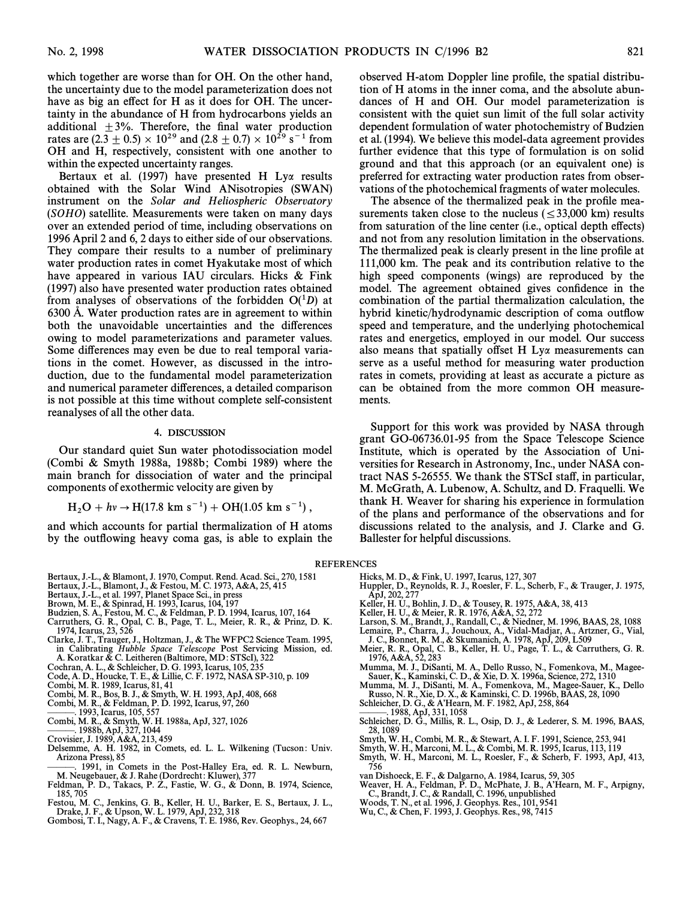which together are worse than for OH. On the other hand, the uncertainty due to the model parameterization does not have as big an effect for H as it does for OH. The uncertainty in the abundance of H from hydrocarbons yields an additional $\pm 3\%$. Therefore, the final water production rates are $(2.3 \pm 0.5) \times 10^{29}$ and $(2.8 \pm 0.7) \times 10^{29}$ $s^{-1}$ from OH and H, respectively, consistent with one another to within the expected uncertainty ranges.

Bertaux et al. (1997) have presented H Ly$\alpha$ results obtained with the Solar Wind ANisotropies (SWAN) instrument on the *Solar and Heliospheric Observatory* (*SOHO*) satellite. Measurements were taken on many days over an extended period of time, including observations on 1996 April 2 and 6, 2 days to either side of our observations. They compare their results to a number of preliminary water production rates in comet Hyakutake most of which have appeared in various IAU circulars. Hicks & Fink (1997) also have presented water production rates obtained from analyses of observations of the forbidden $O(^1D)$ at 6300 Å. Water production rates are in agreement to within both the unavoidable uncertainties and the differences owing to model parameterizations and parameter values. Some differences may even be due to real temporal variations in the comet. However, as discussed in the introduction, due to the fundamental model parameterization and numerical parameter differences, a detailed comparison is not possible at this time without complete self-consistent reanalyses of all the other data.

## 4. DISCUSSION

Our standard quiet Sun water photodissociation model (Combi & Smyth 1988a, 1988b; Combi 1989) where the main branch for dissociation of water and the principal components of exothermic velocity are given by

$$H_2O + h\nu \rightarrow H(17.8 \text{ km s}^{-1}) + OH(1.05 \text{ km s}^{-1}) ,$$

and which accounts for partial thermalization of H atoms by the outflowing heavy coma gas, is able to explain the observed H-atom Doppler line profile, the spatial distribution of H atoms in the inner coma, and the absolute abundances of H and OH. Our model parameterization is consistent with the quiet sun limit of the full solar activity dependent formulation of water photochemistry of Budzien et al. (1994). We believe this model-data agreement provides further evidence that this type of formulation is on solid ground and that this approach (or an equivalent one) is preferred for extracting water production rates from observations of the photochemical fragments of water molecules.

The absence of the thermalized peak in the profile measurements taken close to the nucleus ($\leq$33,000 km) results from saturation of the line center (i.e., optical depth effects) and not from any resolution limitation in the observations. The thermalized peak is clearly present in the line profile at 111,000 km. The peak and its contribution relative to the high speed components (wings) are reproduced by the model. The agreement obtained gives confidence in the combination of the partial thermalization calculation, the hybrid kinetic/hydrodynamic description of coma outflow speed and temperature, and the underlying photochemical rates and energetics, employed in our model. Our success also means that spatially offset H Ly$\alpha$ measurements can serve as a useful method for measuring water production rates in comets, providing at least as accurate a picture as can be obtained from the more common OH measurements.

Support for this work was provided by NASA through grant GO-06736.01-95 from the Space Telescope Science Institute, which is operated by the Association of Universities for Research in Astronomy, Inc., under NASA contract NAS 5-26555. We thank the STScI staff, in particular, M. McGrath, A. Lubenow, A. Schultz, and D. Fraquelli. We thank H. Weaver for sharing his experience in formulation of the plans and performance of the observations and for discussions related to the analysis, and J. Clarke and G. Ballester for helpful discussions.

## REFERENCES

Bertaux, J.-L., & Blamont, J. 1970, Comput. Rend. Acad. Sci., 270, 1581
Bertaux, J.-L., Blamont, J., & Festou, M. C. 1973, A&A, 25, 415
Bertaux, J.-L., et al. 1997, Planet Space Sci., in press
Brown, M. E., & Spinrad, H. 1993, Icarus, 104, 197
Budzien, S. A., Festou, M. C., & Feldman, P. D. 1994, Icarus, 107, 164
Carruthers, G. R., Opal, C. B., Page, T. L., Meier, R. R., & Prinz, D. K. 1974, Icarus, 23, 526
Clarke, J. T., Trauger, J., Holtzman, J., & The WFPC2 Science Team. 1995, in Calibrating *Hubble Space Telescope* Post Servicing Mission, ed. A. Koratkar & C. Leitheren (Baltimore, MD: STScI), 322
Cochran, A. L., & Schleicher, D. G. 1993, Icarus, 105, 235
Code, A. D., Houcke, T. E., & Lillie, C. F. 1972, NASA SP-310, p. 109
Combi, M. R. 1989, Icarus, 81, 41
Combi, M. R., Bos, B. J., & Smyth, W. H. 1993, ApJ, 408, 668
Combi, M. R., & Feldman, P. D. 1992, Icarus, 97, 260
———. 1993, Icarus, 105, 557
Combi, M. R., & Smyth, W. H. 1988a, ApJ, 327, 1026
———. 1988b, ApJ, 327, 1044
Crovisier, J. 1989, A&A, 213, 459
Delsemme, A. H. 1982, in Comets, ed. L. L. Wilkening (Tucson: Univ. Arizona Press), 85
———. 1991, in Comets in the Post-Halley Era, ed. R. L. Newburn, M. Neugebauer, & J. Rahe (Dordrecht: Kluwer), 377
Feldman, P. D., Takacs, P. Z., Fastie, W. G., & Donn, B. 1974, Science, 185, 705
Festou, M. C., Jenkins, G. B., Keller, H. U., Barker, E. S., Bertaux, J. L., Drake, J. F., & Upson, W. L. 1979, ApJ, 232, 318
Gombosi, T. I., Nagy, A. F., & Cravens, T. E. 1986, Rev. Geophys., 24, 667
Hicks, M. D., & Fink, U. 1997, Icarus, 127, 307
Huppler, D., Reynolds, R. J., Roesler, F. L., Scherb, F., & Trauger, J. 1975, ApJ, 202, 277
Keller, H. U., Bohlin, J. D., & Tousey, R. 1975, A&A, 38, 413
Keller, H. U., & Meier, R. R. 1976, A&A, 52, 272
Larson, S. M., Brandt, J., Randall, C., & Niedner, M. 1996, BAAS, 28, 1088
Lemaire, P., Charra, J., Jouchoux, A., Vidal-Madjar, A., Artzner, G., Vial, J. C., Bonnet, R. M., & Skumanich, A. 1978, ApJ, 209, L509
Meier, R. R., Opal, C. B., Keller, H. U., Page, T. L., & Carruthers, G. R. 1976, A&A, 52, 283
Mumma, M. J., DiSanti, M. A., Dello Russo, N., Fomenkova, M., Magee-Sauer, K., Kaminski, C. D., & Xie, D. X. 1996a, Science, 272, 1310
Mumma, M. J., DiSanti, M. A., Fomenkova, M., Magee-Sauer, K., Dello Russo, N. R., Xie, D. X., & Kaminski, C. D. 1996b, BAAS, 28, 1090
Schleicher, D. G., & A'Hearn, M. F. 1982, ApJ, 258, 864
———. 1988, ApJ, 331, 1058
Schleicher, D. G., Millis, R. L., Osip, D. J., & Lederer, S. M. 1996, BAAS, 28, 1089
Smyth, W. H., Combi, M. R., & Stewart, A. I. F. 1991, Science, 253, 941
Smyth, W. H., Marconi, M. L., & Combi, M. R. 1995, Icarus, 113, 119
Smyth, W. H., Marconi, M. L., Roesler, F., & Scherb, F. 1993, ApJ, 413, 756
van Dishoeck, E. F., & Dalgarno, A. 1984, Icarus, 59, 305
Weaver, H. A., Feldman, P. D., McPhate, J. B., A'Hearn, M. F., Arpigny, C., Brandt, J. C., & Randall, C. 1996, unpublished
Woods, T. N., et al. 1996, J. Geophys. Res., 101, 9541
Wu, C., & Chen, F. 1993, J. Geophys. Res., 98, 7415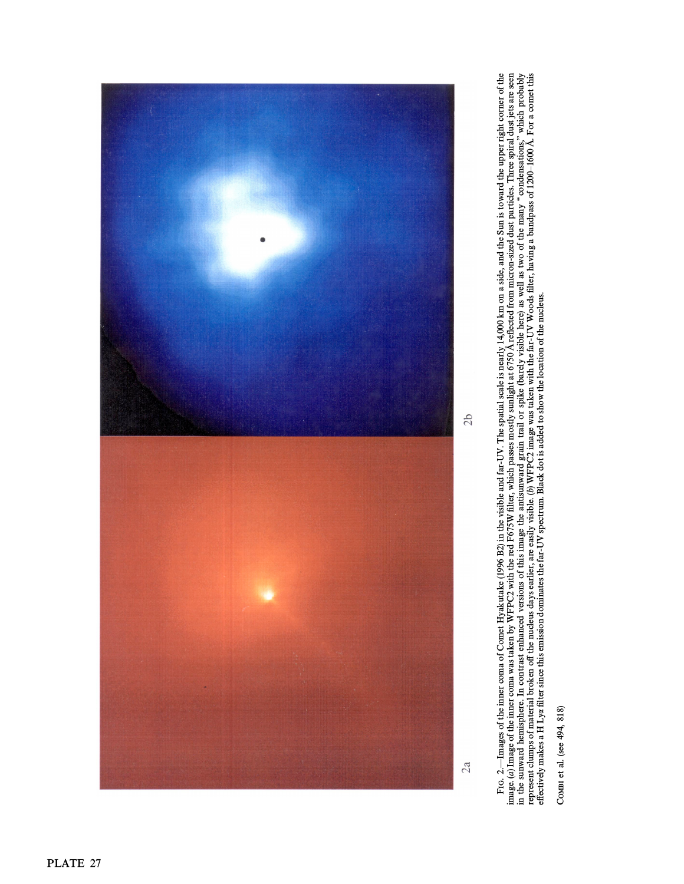2a

2b

FIG. 2.—Images of the inner coma of Comet Hyakutake (1996 B2) in the visible and far-UV. The spatial scale is nearly 14,000 km on a side, and the Sun is toward the upper right corner of the image. (*a*) Image of the inner coma was taken by WFPC2 with the red F675W filter, which passes mostly sunlight at 6750 Å reflected from micron-sized dust particles. Three spiral dust jets are seen in the sunward hemisphere. In contrast enhanced versions of this image the antisunward grain trail or spike (barely visible here) as well as two of the many "condensations," which probably represent clumps of material broken off the nucleus days earlier, are easily visible. (*b*) WFPC2 image was taken with the far-UV Woods filter, having a bandpass of 1200–1600 Å. For a comet this effectively makes a H Ly$\alpha$ filter since this emission dominates the far-UV spectrum. Black dot is added to show the location of the nucleus.

COMBI et al. (see 494, 818)